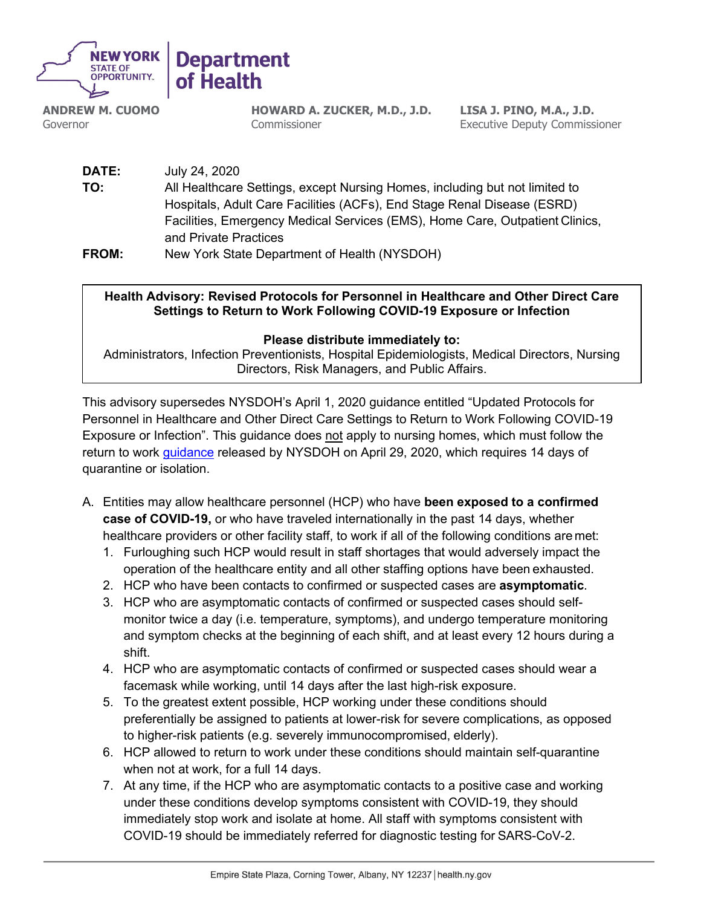**NEW YORK STATE OF OPPORTUNITY. | Department of Health**

**ANDREW M. CUOMO**
Governor

**HOWARD A. ZUCKER, M.D., J.D.**
Commissioner

**LISA J. PINO, M.A., J.D.**
Executive Deputy Commissioner

**DATE:** July 24, 2020

**TO:** All Healthcare Settings, except Nursing Homes, including but not limited to Hospitals, Adult Care Facilities (ACFs), End Stage Renal Disease (ESRD) Facilities, Emergency Medical Services (EMS), Home Care, Outpatient Clinics, and Private Practices

**FROM:** New York State Department of Health (NYSDOH)

**Health Advisory: Revised Protocols for Personnel in Healthcare and Other Direct Care Settings to Return to Work Following COVID-19 Exposure or Infection**

**Please distribute immediately to:**
Administrators, Infection Preventionists, Hospital Epidemiologists, Medical Directors, Nursing Directors, Risk Managers, and Public Affairs.

This advisory supersedes NYSDOH's April 1, 2020 guidance entitled "Updated Protocols for Personnel in Healthcare and Other Direct Care Settings to Return to Work Following COVID-19 Exposure or Infection". This guidance does not apply to nursing homes, which must follow the return to work guidance released by NYSDOH on April 29, 2020, which requires 14 days of quarantine or isolation.

A. Entities may allow healthcare personnel (HCP) who have **been exposed to a confirmed case of COVID-19,** or who have traveled internationally in the past 14 days, whether healthcare providers or other facility staff, to work if all of the following conditions are met:
   1. Furloughing such HCP would result in staff shortages that would adversely impact the operation of the healthcare entity and all other staffing options have been exhausted.
   2. HCP who have been contacts to confirmed or suspected cases are **asymptomatic**.
   3. HCP who are asymptomatic contacts of confirmed or suspected cases should self-monitor twice a day (i.e. temperature, symptoms), and undergo temperature monitoring and symptom checks at the beginning of each shift, and at least every 12 hours during a shift.
   4. HCP who are asymptomatic contacts of confirmed or suspected cases should wear a facemask while working, until 14 days after the last high-risk exposure.
   5. To the greatest extent possible, HCP working under these conditions should preferentially be assigned to patients at lower-risk for severe complications, as opposed to higher-risk patients (e.g. severely immunocompromised, elderly).
   6. HCP allowed to return to work under these conditions should maintain self-quarantine when not at work, for a full 14 days.
   7. At any time, if the HCP who are asymptomatic contacts to a positive case and working under these conditions develop symptoms consistent with COVID-19, they should immediately stop work and isolate at home. All staff with symptoms consistent with COVID-19 should be immediately referred for diagnostic testing for SARS-CoV-2.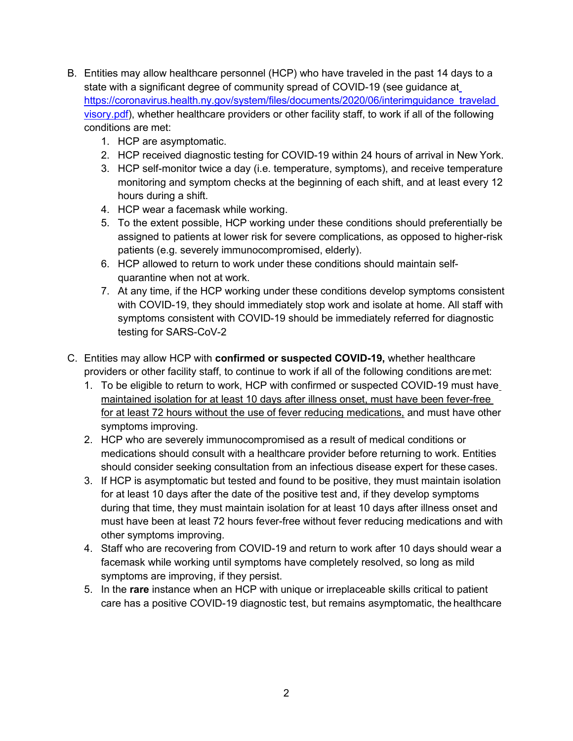B. Entities may allow healthcare personnel (HCP) who have traveled in the past 14 days to a state with a significant degree of community spread of COVID-19 (see guidance at [https://coronavirus.health.ny.gov/system/files/documents/2020/06/interimguidance_traveladvisory.pdf](https://coronavirus.health.ny.gov/system/files/documents/2020/06/interimguidance_traveladvisory.pdf)), whether healthcare providers or other facility staff, to work if all of the following conditions are met:
   1. HCP are asymptomatic.
   2. HCP received diagnostic testing for COVID-19 within 24 hours of arrival in New York.
   3. HCP self-monitor twice a day (i.e. temperature, symptoms), and receive temperature monitoring and symptom checks at the beginning of each shift, and at least every 12 hours during a shift.
   4. HCP wear a facemask while working.
   5. To the extent possible, HCP working under these conditions should preferentially be assigned to patients at lower risk for severe complications, as opposed to higher-risk patients (e.g. severely immunocompromised, elderly).
   6. HCP allowed to return to work under these conditions should maintain self-quarantine when not at work.
   7. At any time, if the HCP working under these conditions develop symptoms consistent with COVID-19, they should immediately stop work and isolate at home. All staff with symptoms consistent with COVID-19 should be immediately referred for diagnostic testing for SARS-CoV-2

C. Entities may allow HCP with **confirmed or suspected COVID-19,** whether healthcare providers or other facility staff, to continue to work if all of the following conditions are met:
   1. To be eligible to return to work, HCP with confirmed or suspected COVID-19 must have <u>maintained isolation for at least 10 days after illness onset, must have been fever-free for at least 72 hours without the use of fever reducing medications,</u> and must have other symptoms improving.
   2. HCP who are severely immunocompromised as a result of medical conditions or medications should consult with a healthcare provider before returning to work. Entities should consider seeking consultation from an infectious disease expert for these cases.
   3. If HCP is asymptomatic but tested and found to be positive, they must maintain isolation for at least 10 days after the date of the positive test and, if they develop symptoms during that time, they must maintain isolation for at least 10 days after illness onset and must have been at least 72 hours fever-free without fever reducing medications and with other symptoms improving.
   4. Staff who are recovering from COVID-19 and return to work after 10 days should wear a facemask while working until symptoms have completely resolved, so long as mild symptoms are improving, if they persist.
   5. In the **rare** instance when an HCP with unique or irreplaceable skills critical to patient care has a positive COVID-19 diagnostic test, but remains asymptomatic, the healthcare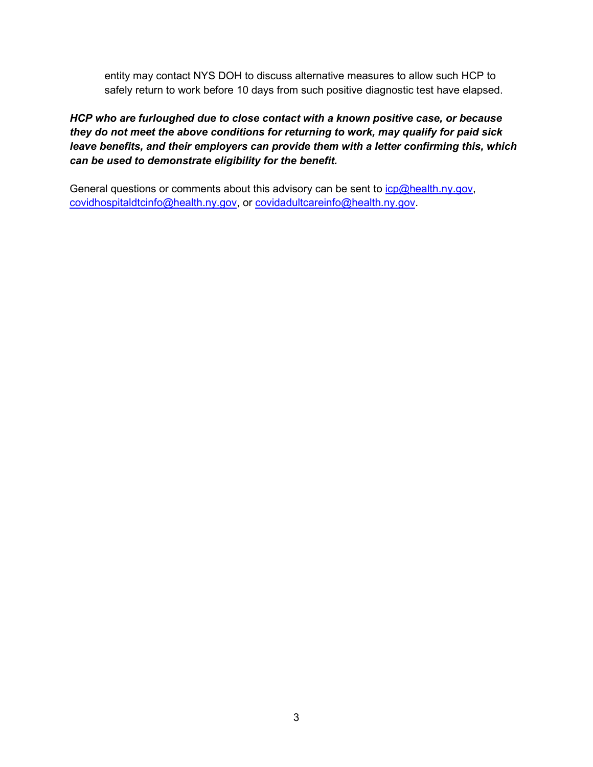entity may contact NYS DOH to discuss alternative measures to allow such HCP to safely return to work before 10 days from such positive diagnostic test have elapsed.

***HCP who are furloughed due to close contact with a known positive case, or because they do not meet the above conditions for returning to work, may qualify for paid sick leave benefits, and their employers can provide them with a letter confirming this, which can be used to demonstrate eligibility for the benefit.***

General questions or comments about this advisory can be sent to icp@health.ny.gov, covidhospitaldtcinfo@health.ny.gov, or covidadultcareinfo@health.ny.gov.